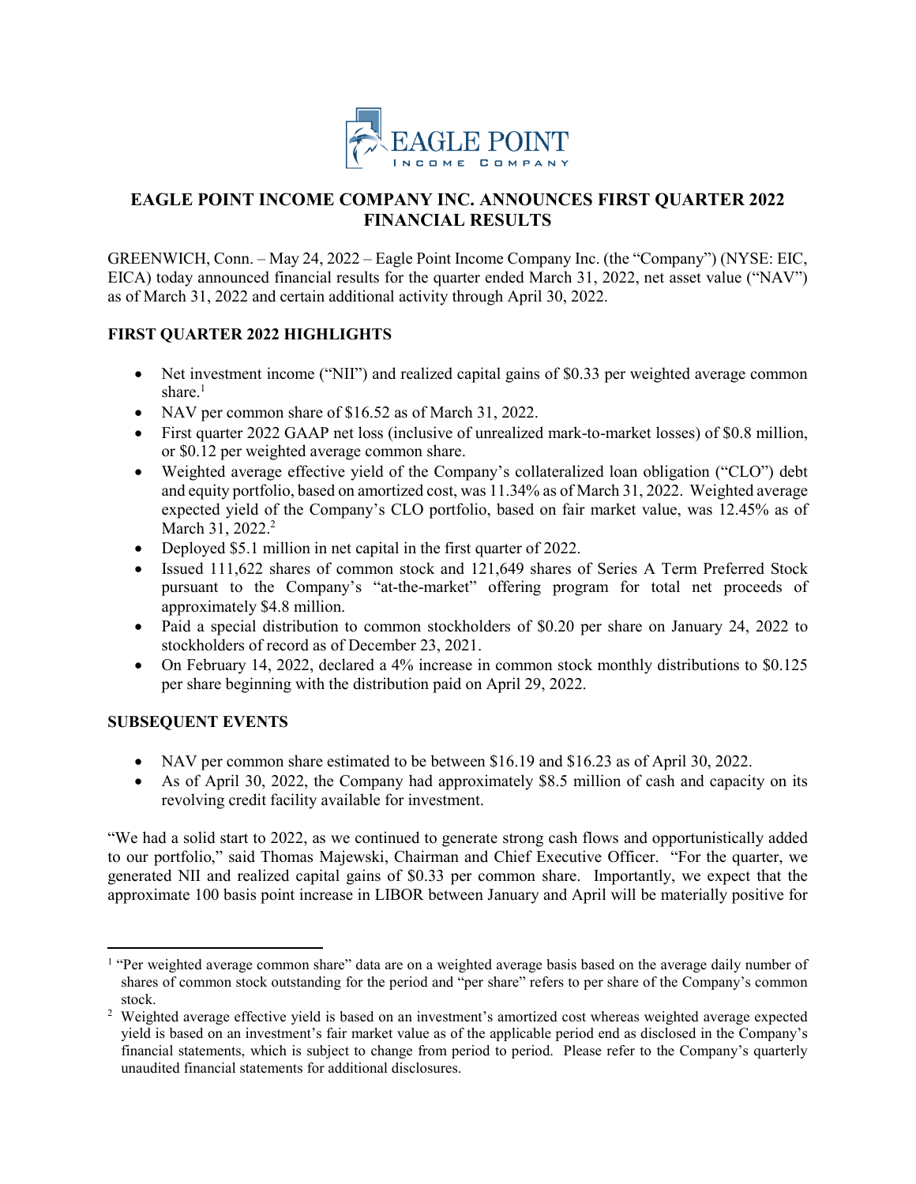# EAGLE POINT INCOME COMPANY INC. ANNOUNCES FIRST QUARTER 2022 FINANCIAL RESULTS

GREENWICH, Conn. – May 24, 2022 – Eagle Point Income Company Inc. (the "Company") (NYSE: EIC, EICA) today announced financial results for the quarter ended March 31, 2022, net asset value ("NAV") as of March 31, 2022 and certain additional activity through April 30, 2022.

## FIRST QUARTER 2022 HIGHLIGHTS

- Net investment income ("NII") and realized capital gains of $0.33 per weighted average common share.[1]
- NAV per common share of $16.52 as of March 31, 2022.
- First quarter 2022 GAAP net loss (inclusive of unrealized mark-to-market losses) of $0.8 million, or $0.12 per weighted average common share.
- Weighted average effective yield of the Company's collateralized loan obligation ("CLO") debt and equity portfolio, based on amortized cost, was 11.34% as of March 31, 2022. Weighted average expected yield of the Company's CLO portfolio, based on fair market value, was 12.45% as of March 31, 2022.[2]
- Deployed $5.1 million in net capital in the first quarter of 2022.
- Issued 111,622 shares of common stock and 121,649 shares of Series A Term Preferred Stock pursuant to the Company's "at-the-market" offering program for total net proceeds of approximately $4.8 million.
- Paid a special distribution to common stockholders of $0.20 per share on January 24, 2022 to stockholders of record as of December 23, 2021.
- On February 14, 2022, declared a 4% increase in common stock monthly distributions to $0.125 per share beginning with the distribution paid on April 29, 2022.

## SUBSEQUENT EVENTS

- NAV per common share estimated to be between $16.19 and $16.23 as of April 30, 2022.
- As of April 30, 2022, the Company had approximately $8.5 million of cash and capacity on its revolving credit facility available for investment.

"We had a solid start to 2022, as we continued to generate strong cash flows and opportunistically added to our portfolio," said Thomas Majewski, Chairman and Chief Executive Officer. "For the quarter, we generated NII and realized capital gains of $0.33 per common share. Importantly, we expect that the approximate 100 basis point increase in LIBOR between January and April will be materially positive for

---

[1] "Per weighted average common share" data are on a weighted average basis based on the average daily number of shares of common stock outstanding for the period and "per share" refers to per share of the Company's common stock.

[2] Weighted average effective yield is based on an investment's amortized cost whereas weighted average expected yield is based on an investment's fair market value as of the applicable period end as disclosed in the Company's financial statements, which is subject to change from period to period. Please refer to the Company's quarterly unaudited financial statements for additional disclosures.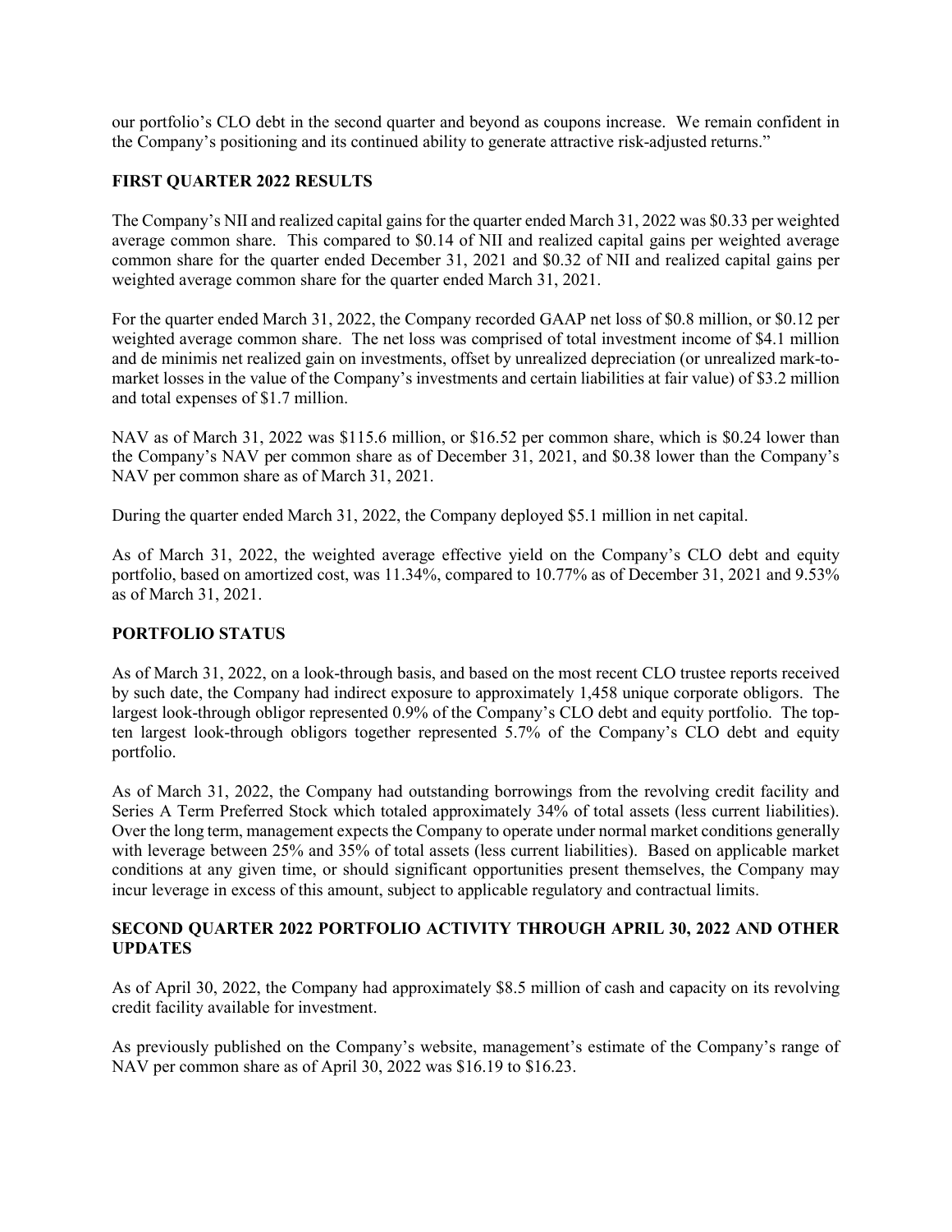our portfolio's CLO debt in the second quarter and beyond as coupons increase. We remain confident in the Company's positioning and its continued ability to generate attractive risk-adjusted returns."

## FIRST QUARTER 2022 RESULTS

The Company's NII and realized capital gains for the quarter ended March 31, 2022 was $0.33 per weighted average common share. This compared to $0.14 of NII and realized capital gains per weighted average common share for the quarter ended December 31, 2021 and $0.32 of NII and realized capital gains per weighted average common share for the quarter ended March 31, 2021.

For the quarter ended March 31, 2022, the Company recorded GAAP net loss of $0.8 million, or $0.12 per weighted average common share. The net loss was comprised of total investment income of $4.1 million and de minimis net realized gain on investments, offset by unrealized depreciation (or unrealized mark-to-market losses in the value of the Company's investments and certain liabilities at fair value) of $3.2 million and total expenses of $1.7 million.

NAV as of March 31, 2022 was $115.6 million, or $16.52 per common share, which is $0.24 lower than the Company's NAV per common share as of December 31, 2021, and $0.38 lower than the Company's NAV per common share as of March 31, 2021.

During the quarter ended March 31, 2022, the Company deployed $5.1 million in net capital.

As of March 31, 2022, the weighted average effective yield on the Company's CLO debt and equity portfolio, based on amortized cost, was 11.34%, compared to 10.77% as of December 31, 2021 and 9.53% as of March 31, 2021.

## PORTFOLIO STATUS

As of March 31, 2022, on a look-through basis, and based on the most recent CLO trustee reports received by such date, the Company had indirect exposure to approximately 1,458 unique corporate obligors. The largest look-through obligor represented 0.9% of the Company's CLO debt and equity portfolio. The top-ten largest look-through obligors together represented 5.7% of the Company's CLO debt and equity portfolio.

As of March 31, 2022, the Company had outstanding borrowings from the revolving credit facility and Series A Term Preferred Stock which totaled approximately 34% of total assets (less current liabilities). Over the long term, management expects the Company to operate under normal market conditions generally with leverage between 25% and 35% of total assets (less current liabilities). Based on applicable market conditions at any given time, or should significant opportunities present themselves, the Company may incur leverage in excess of this amount, subject to applicable regulatory and contractual limits.

## SECOND QUARTER 2022 PORTFOLIO ACTIVITY THROUGH APRIL 30, 2022 AND OTHER UPDATES

As of April 30, 2022, the Company had approximately $8.5 million of cash and capacity on its revolving credit facility available for investment.

As previously published on the Company's website, management's estimate of the Company's range of NAV per common share as of April 30, 2022 was $16.19 to $16.23.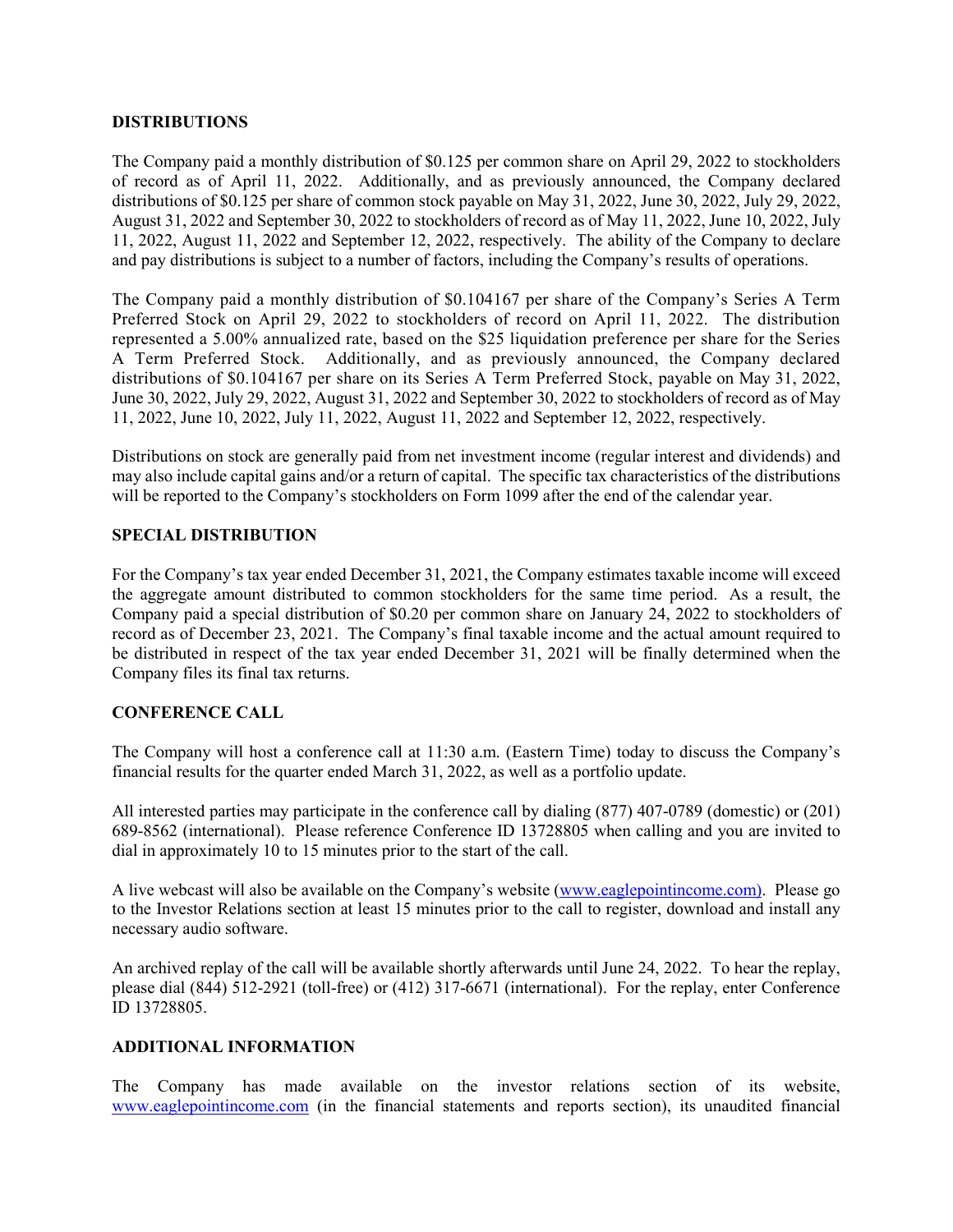## DISTRIBUTIONS

The Company paid a monthly distribution of $0.125 per common share on April 29, 2022 to stockholders of record as of April 11, 2022. Additionally, and as previously announced, the Company declared distributions of $0.125 per share of common stock payable on May 31, 2022, June 30, 2022, July 29, 2022, August 31, 2022 and September 30, 2022 to stockholders of record as of May 11, 2022, June 10, 2022, July 11, 2022, August 11, 2022 and September 12, 2022, respectively. The ability of the Company to declare and pay distributions is subject to a number of factors, including the Company's results of operations.

The Company paid a monthly distribution of $0.104167 per share of the Company's Series A Term Preferred Stock on April 29, 2022 to stockholders of record on April 11, 2022. The distribution represented a 5.00% annualized rate, based on the $25 liquidation preference per share for the Series A Term Preferred Stock. Additionally, and as previously announced, the Company declared distributions of $0.104167 per share on its Series A Term Preferred Stock, payable on May 31, 2022, June 30, 2022, July 29, 2022, August 31, 2022 and September 30, 2022 to stockholders of record as of May 11, 2022, June 10, 2022, July 11, 2022, August 11, 2022 and September 12, 2022, respectively.

Distributions on stock are generally paid from net investment income (regular interest and dividends) and may also include capital gains and/or a return of capital. The specific tax characteristics of the distributions will be reported to the Company's stockholders on Form 1099 after the end of the calendar year.

## SPECIAL DISTRIBUTION

For the Company's tax year ended December 31, 2021, the Company estimates taxable income will exceed the aggregate amount distributed to common stockholders for the same time period. As a result, the Company paid a special distribution of $0.20 per common share on January 24, 2022 to stockholders of record as of December 23, 2021. The Company's final taxable income and the actual amount required to be distributed in respect of the tax year ended December 31, 2021 will be finally determined when the Company files its final tax returns.

## CONFERENCE CALL

The Company will host a conference call at 11:30 a.m. (Eastern Time) today to discuss the Company's financial results for the quarter ended March 31, 2022, as well as a portfolio update.

All interested parties may participate in the conference call by dialing (877) 407-0789 (domestic) or (201) 689-8562 (international). Please reference Conference ID 13728805 when calling and you are invited to dial in approximately 10 to 15 minutes prior to the start of the call.

A live webcast will also be available on the Company's website (www.eaglepointincome.com). Please go to the Investor Relations section at least 15 minutes prior to the call to register, download and install any necessary audio software.

An archived replay of the call will be available shortly afterwards until June 24, 2022. To hear the replay, please dial (844) 512-2921 (toll-free) or (412) 317-6671 (international). For the replay, enter Conference ID 13728805.

## ADDITIONAL INFORMATION

The Company has made available on the investor relations section of its website, www.eaglepointincome.com (in the financial statements and reports section), its unaudited financial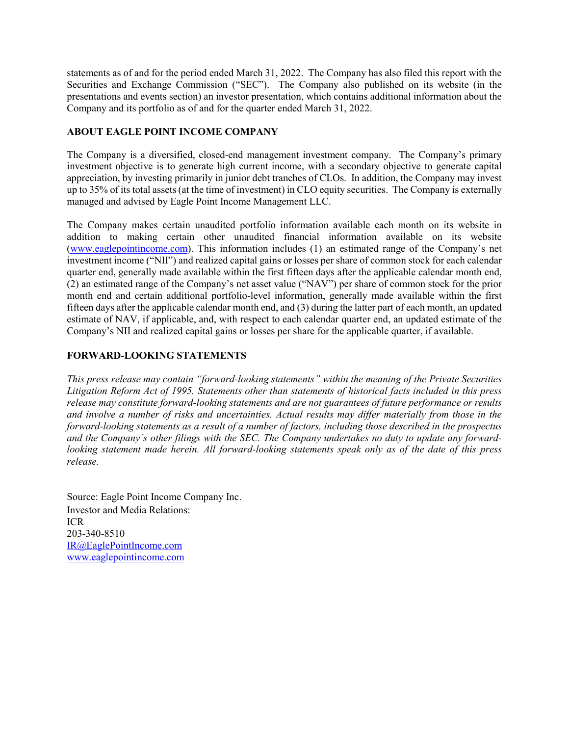statements as of and for the period ended March 31, 2022. The Company has also filed this report with the Securities and Exchange Commission ("SEC"). The Company also published on its website (in the presentations and events section) an investor presentation, which contains additional information about the Company and its portfolio as of and for the quarter ended March 31, 2022.

## ABOUT EAGLE POINT INCOME COMPANY

The Company is a diversified, closed-end management investment company. The Company's primary investment objective is to generate high current income, with a secondary objective to generate capital appreciation, by investing primarily in junior debt tranches of CLOs. In addition, the Company may invest up to 35% of its total assets (at the time of investment) in CLO equity securities. The Company is externally managed and advised by Eagle Point Income Management LLC.

The Company makes certain unaudited portfolio information available each month on its website in addition to making certain other unaudited financial information available on its website (www.eaglepointincome.com). This information includes (1) an estimated range of the Company's net investment income ("NII") and realized capital gains or losses per share of common stock for each calendar quarter end, generally made available within the first fifteen days after the applicable calendar month end, (2) an estimated range of the Company's net asset value ("NAV") per share of common stock for the prior month end and certain additional portfolio-level information, generally made available within the first fifteen days after the applicable calendar month end, and (3) during the latter part of each month, an updated estimate of NAV, if applicable, and, with respect to each calendar quarter end, an updated estimate of the Company's NII and realized capital gains or losses per share for the applicable quarter, if available.

## FORWARD-LOOKING STATEMENTS

*This press release may contain "forward-looking statements" within the meaning of the Private Securities Litigation Reform Act of 1995. Statements other than statements of historical facts included in this press release may constitute forward-looking statements and are not guarantees of future performance or results and involve a number of risks and uncertainties. Actual results may differ materially from those in the forward-looking statements as a result of a number of factors, including those described in the prospectus and the Company's other filings with the SEC. The Company undertakes no duty to update any forward-looking statement made herein. All forward-looking statements speak only as of the date of this press release.*

Source: Eagle Point Income Company Inc.
Investor and Media Relations:
ICR
203-340-8510
IR@EaglePointIncome.com
www.eaglepointincome.com